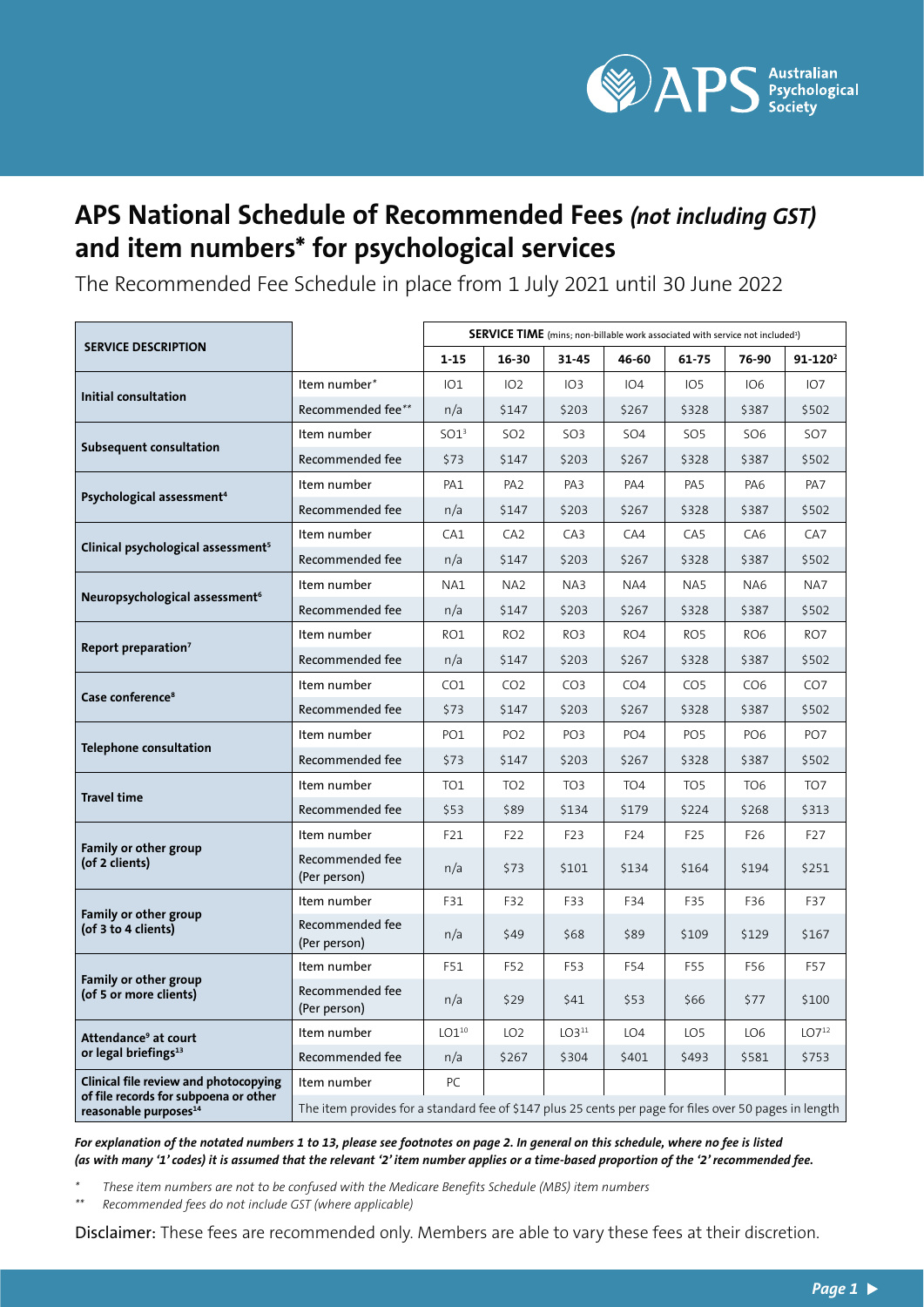# APS National Schedule of Recommended Fees *(not including GST)* and item numbers* for psychological services

The Recommended Fee Schedule in place from 1 July 2021 until 30 June 2022

| SERVICE DESCRIPTION | | SERVICE TIME (mins; non-billable work associated with service not included[1]) | | | | | | |
|---|---|---|---|---|---|---|---|---|
| | | 1-15 | 16-30 | 31-45 | 46-60 | 61-75 | 76-90 | 91-120[2] |
| **Initial consultation** | Item number* | IO1 | IO2 | IO3 | IO4 | IO5 | IO6 | IO7 |
| | Recommended fee** | n/a | $147 | $203 | $267 | $328 | $387 | $502 |
| **Subsequent consultation** | Item number | SO1[3] | SO2 | SO3 | SO4 | SO5 | SO6 | SO7 |
| | Recommended fee | $73 | $147 | $203 | $267 | $328 | $387 | $502 |
| **Psychological assessment[4]** | Item number | PA1 | PA2 | PA3 | PA4 | PA5 | PA6 | PA7 |
| | Recommended fee | n/a | $147 | $203 | $267 | $328 | $387 | $502 |
| **Clinical psychological assessment[5]** | Item number | CA1 | CA2 | CA3 | CA4 | CA5 | CA6 | CA7 |
| | Recommended fee | n/a | $147 | $203 | $267 | $328 | $387 | $502 |
| **Neuropsychological assessment[6]** | Item number | NA1 | NA2 | NA3 | NA4 | NA5 | NA6 | NA7 |
| | Recommended fee | n/a | $147 | $203 | $267 | $328 | $387 | $502 |
| **Report preparation[7]** | Item number | RO1 | RO2 | RO3 | RO4 | RO5 | RO6 | RO7 |
| | Recommended fee | n/a | $147 | $203 | $267 | $328 | $387 | $502 |
| **Case conference[8]** | Item number | CO1 | CO2 | CO3 | CO4 | CO5 | CO6 | CO7 |
| | Recommended fee | $73 | $147 | $203 | $267 | $328 | $387 | $502 |
| **Telephone consultation** | Item number | PO1 | PO2 | PO3 | PO4 | PO5 | PO6 | PO7 |
| | Recommended fee | $73 | $147 | $203 | $267 | $328 | $387 | $502 |
| **Travel time** | Item number | TO1 | TO2 | TO3 | TO4 | TO5 | TO6 | TO7 |
| | Recommended fee | $53 | $89 | $134 | $179 | $224 | $268 | $313 |
| **Family or other group (of 2 clients)** | Item number | F21 | F22 | F23 | F24 | F25 | F26 | F27 |
| | Recommended fee (Per person) | n/a | $73 | $101 | $134 | $164 | $194 | $251 |
| **Family or other group (of 3 to 4 clients)** | Item number | F31 | F32 | F33 | F34 | F35 | F36 | F37 |
| | Recommended fee (Per person) | n/a | $49 | $68 | $89 | $109 | $129 | $167 |
| **Family or other group (of 5 or more clients)** | Item number | F51 | F52 | F53 | F54 | F55 | F56 | F57 |
| | Recommended fee (Per person) | n/a | $29 | $41 | $53 | $66 | $77 | $100 |
| **Attendance[9] at court or legal briefings[13]** | Item number | LO1[10] | LO2 | LO3[11] | LO4 | LO5 | LO6 | LO7[12] |
| | Recommended fee | n/a | $267 | $304 | $401 | $493 | $581 | $753 |
| **Clinical file review and photocopying of file records for subpoena or other reasonable purposes[14]** | Item number | PC | | | | | | |
| | The item provides for a standard fee of $147 plus 25 cents per page for files over 50 pages in length | | | | | | | |

***For explanation of the notated numbers 1 to 13, please see footnotes on page 2. In general on this schedule, where no fee is listed (as with many '1' codes) it is assumed that the relevant '2' item number applies or a time-based proportion of the '2' recommended fee.***

\* *These item numbers are not to be confused with the Medicare Benefits Schedule (MBS) item numbers*

\*\* *Recommended fees do not include GST (where applicable)*

Disclaimer: These fees are recommended only. Members are able to vary these fees at their discretion.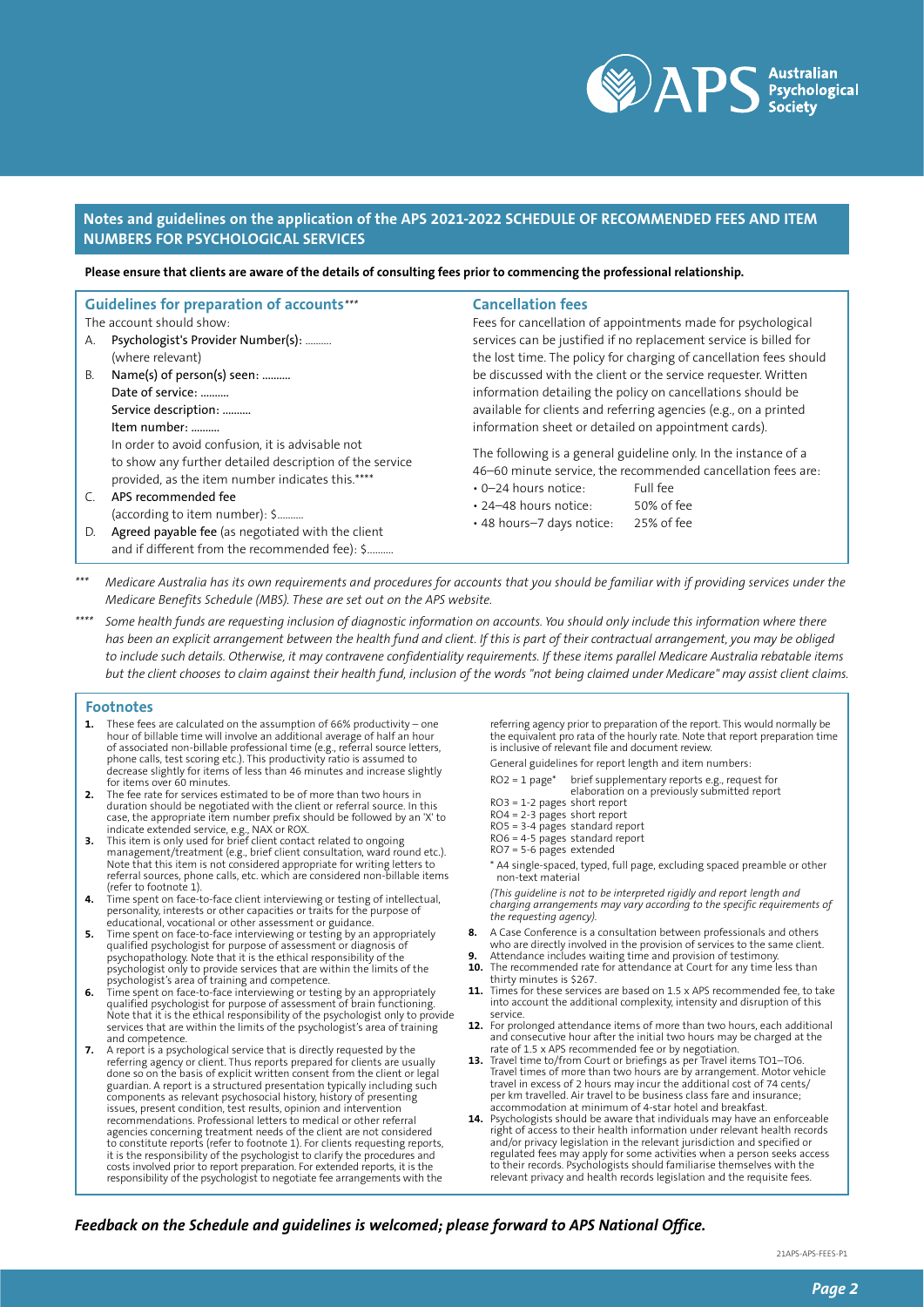## Notes and guidelines on the application of the APS 2021-2022 SCHEDULE OF RECOMMENDED FEES AND ITEM NUMBERS FOR PSYCHOLOGICAL SERVICES

**Please ensure that clients are aware of the details of consulting fees prior to commencing the professional relationship.**

### Guidelines for preparation of accounts***

The account should show:

A. **Psychologist's Provider Number(s):** ..........
(where relevant)

B. **Name(s) of person(s) seen:** ..........
**Date of service:** ..........
**Service description:** ..........
**Item number:** ..........
In order to avoid confusion, it is advisable not to show any further detailed description of the service provided, as the item number indicates this.****

C. **APS recommended fee** (according to item number): $..........

D. **Agreed payable fee** (as negotiated with the client and if different from the recommended fee): $..........

### Cancellation fees

Fees for cancellation of appointments made for psychological services can be justified if no replacement service is billed for the lost time. The policy for charging of cancellation fees should be discussed with the client or the service requester. Written information detailing the policy on cancellations should be available for clients and referring agencies (e.g., on a printed information sheet or detailed on appointment cards).

The following is a general guideline only. In the instance of a 46–60 minute service, the recommended cancellation fees are:

- 0–24 hours notice: Full fee
- 24–48 hours notice: 50% of fee
- 48 hours–7 days notice: 25% of fee

*** *Medicare Australia has its own requirements and procedures for accounts that you should be familiar with if providing services under the Medicare Benefits Schedule (MBS). These are set out on the APS website.*

**** *Some health funds are requesting inclusion of diagnostic information on accounts. You should only include this information where there has been an explicit arrangement between the health fund and client. If this is part of their contractual arrangement, you may be obliged to include such details. Otherwise, it may contravene confidentiality requirements. If these items parallel Medicare Australia rebatable items but the client chooses to claim against their health fund, inclusion of the words "not being claimed under Medicare" may assist client claims.*

### Footnotes

1. These fees are calculated on the assumption of 66% productivity – one hour of billable time will involve an additional average of half an hour of associated non-billable professional time (e.g., referral source letters, phone calls, test scoring etc.). This productivity ratio is assumed to decrease slightly for items of less than 46 minutes and increase slightly for items over 60 minutes.
2. The fee rate for services estimated to be of more than two hours in duration should be negotiated with the client or referral source. In this case, the appropriate item number prefix should be followed by an 'X' to indicate extended service, e.g., NAX or ROX.
3. This item is only used for brief client contact related to ongoing management/treatment (e.g., brief client consultation, ward round etc.). Note that this item is not considered appropriate for writing letters to referral sources, phone calls, etc. which are considered non-billable items (refer to footnote 1).
4. Time spent on face-to-face client interviewing or testing of intellectual, personality, interests or other capacities or traits for the purpose of educational, vocational or other assessment or guidance.
5. Time spent on face-to-face interviewing or testing by an appropriately qualified psychologist for purpose of assessment or diagnosis of psychopathology. Note that it is the ethical responsibility of the psychologist only to provide services that are within the limits of the psychologist's area of training and competence.
6. Time spent on face-to-face interviewing or testing by an appropriately qualified psychologist for purpose of assessment of brain functioning. Note that it is the ethical responsibility of the psychologist only to provide services that are within the limits of the psychologist's area of training and competence.
7. A report is a psychological service that is directly requested by the referring agency or client. Thus reports prepared for clients are usually done so on the basis of explicit written consent from the client or legal guardian. A report is a structured presentation typically including such components as relevant psychosocial history, history of presenting issues, present condition, test results, opinion and intervention recommendations. Professional letters to medical or other referral agencies concerning treatment needs of the client are not considered to constitute reports (refer to footnote 1). For clients requesting reports, it is the responsibility of the psychologist to clarify the procedures and costs involved prior to report preparation. For extended reports, it is the responsibility of the psychologist to negotiate fee arrangements with the referring agency prior to preparation of the report. This would normally be the equivalent pro rata of the hourly rate. Note that report preparation time is inclusive of relevant file and document review.

   General guidelines for report length and item numbers:

   - RO2 = 1 page* brief supplementary reports e.g., request for elaboration on a previously submitted report
   - RO3 = 1-2 pages short report
   - RO4 = 2-3 pages short report
   - RO5 = 3-4 pages standard report
   - RO6 = 4-5 pages standard report
   - RO7 = 5-6 pages extended

   \* A4 single-spaced, typed, full page, excluding spaced preamble or other non-text material

   *(This guideline is not to be interpreted rigidly and report length and charging arrangements may vary according to the specific requirements of the requesting agency).*

8. A Case Conference is a consultation between professionals and others who are directly involved in the provision of services to the same client.
9. Attendance includes waiting time and provision of testimony.
10. The recommended rate for attendance at Court for any time less than thirty minutes is $267.
11. Times for these services are based on 1.5 x APS recommended fee, to take into account the additional complexity, intensity and disruption of this service.
12. For prolonged attendance items of more than two hours, each additional and consecutive hour after the initial two hours may be charged at the rate of 1.5 x APS recommended fee or by negotiation.
13. Travel time to/from Court or briefings as per Travel items TO1–TO6. Travel times of more than two hours are by arrangement. Motor vehicle travel in excess of 2 hours may incur the additional cost of 74 cents/ per km travelled. Air travel to be business class fare and insurance; accommodation at minimum of 4-star hotel and breakfast.
14. Psychologists should be aware that individuals may have an enforceable right of access to their health information under relevant health records and/or privacy legislation in the relevant jurisdiction and specified or regulated fees may apply for some activities when a person seeks access to their records. Psychologists should familiarise themselves with the relevant privacy and health records legislation and the requisite fees.

***Feedback on the Schedule and guidelines is welcomed; please forward to APS National Office.***

21APS-APS-FEES-P1